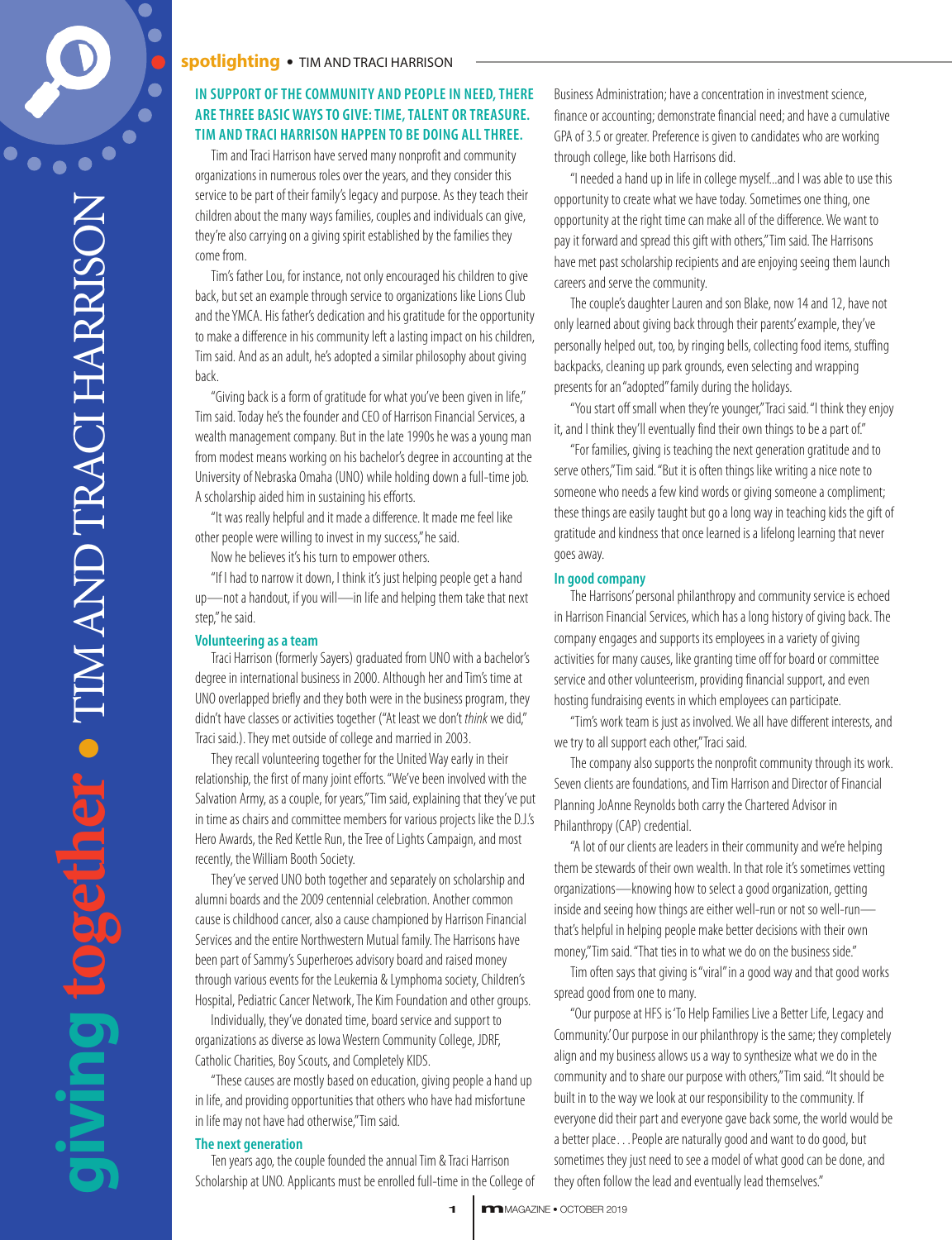# giving together • TIM AND TRACI HARRISON

**spotlighting** • TIM AND TRACI HARRISON

**IN SUPPORT OF THE COMMUNITY AND PEOPLE IN NEED, THERE ARE THREE BASIC WAYS TO GIVE: TIME, TALENT OR TREASURE. TIM AND TRACI HARRISON HAPPEN TO BE DOING ALL THREE.**

Tim and Traci Harrison have served many nonprofit and community organizations in numerous roles over the years, and they consider this service to be part of their family's legacy and purpose. As they teach their children about the many ways families, couples and individuals can give, they're also carrying on a giving spirit established by the families they come from.

Tim's father Lou, for instance, not only encouraged his children to give back, but set an example through service to organizations like Lions Club and the YMCA. His father's dedication and his gratitude for the opportunity to make a difference in his community left a lasting impact on his children, Tim said. And as an adult, he's adopted a similar philosophy about giving back.

"Giving back is a form of gratitude for what you've been given in life," Tim said. Today he's the founder and CEO of Harrison Financial Services, a wealth management company. But in the late 1990s he was a young man from modest means working on his bachelor's degree in accounting at the University of Nebraska Omaha (UNO) while holding down a full-time job. A scholarship aided him in sustaining his efforts.

"It was really helpful and it made a difference. It made me feel like other people were willing to invest in my success," he said.

Now he believes it's his turn to empower others.

"If I had to narrow it down, I think it's just helping people get a hand up—not a handout, if you will—in life and helping them take that next step," he said.

## Volunteering as a team

Traci Harrison (formerly Sayers) graduated from UNO with a bachelor's degree in international business in 2000. Although her and Tim's time at UNO overlapped briefly and they both were in the business program, they didn't have classes or activities together ("At least we don't *think* we did," Traci said.). They met outside of college and married in 2003.

They recall volunteering together for the United Way early in their relationship, the first of many joint efforts. "We've been involved with the Salvation Army, as a couple, for years," Tim said, explaining that they've put in time as chairs and committee members for various projects like the D.J.'s Hero Awards, the Red Kettle Run, the Tree of Lights Campaign, and most recently, the William Booth Society.

They've served UNO both together and separately on scholarship and alumni boards and the 2009 centennial celebration. Another common cause is childhood cancer, also a cause championed by Harrison Financial Services and the entire Northwestern Mutual family. The Harrisons have been part of Sammy's Superheroes advisory board and raised money through various events for the Leukemia & Lymphoma society, Children's Hospital, Pediatric Cancer Network, The Kim Foundation and other groups.

Individually, they've donated time, board service and support to organizations as diverse as Iowa Western Community College, JDRF, Catholic Charities, Boy Scouts, and Completely KIDS.

"These causes are mostly based on education, giving people a hand up in life, and providing opportunities that others who have had misfortune in life may not have had otherwise," Tim said.

## The next generation

Ten years ago, the couple founded the annual Tim & Traci Harrison Scholarship at UNO. Applicants must be enrolled full-time in the College of Business Administration; have a concentration in investment science, finance or accounting; demonstrate financial need; and have a cumulative GPA of 3.5 or greater. Preference is given to candidates who are working through college, like both Harrisons did.

"I needed a hand up in life in college myself...and I was able to use this opportunity to create what we have today. Sometimes one thing, one opportunity at the right time can make all of the difference. We want to pay it forward and spread this gift with others," Tim said. The Harrisons have met past scholarship recipients and are enjoying seeing them launch careers and serve the community.

The couple's daughter Lauren and son Blake, now 14 and 12, have not only learned about giving back through their parents' example, they've personally helped out, too, by ringing bells, collecting food items, stuffing backpacks, cleaning up park grounds, even selecting and wrapping presents for an "adopted" family during the holidays.

"You start off small when they're younger," Traci said. "I think they enjoy it, and I think they'll eventually find their own things to be a part of."

"For families, giving is teaching the next generation gratitude and to serve others," Tim said. "But it is often things like writing a nice note to someone who needs a few kind words or giving someone a compliment; these things are easily taught but go a long way in teaching kids the gift of gratitude and kindness that once learned is a lifelong learning that never goes away.

## In good company

The Harrisons' personal philanthropy and community service is echoed in Harrison Financial Services, which has a long history of giving back. The company engages and supports its employees in a variety of giving activities for many causes, like granting time off for board or committee service and other volunteerism, providing financial support, and even hosting fundraising events in which employees can participate.

"Tim's work team is just as involved. We all have different interests, and we try to all support each other," Traci said.

The company also supports the nonprofit community through its work. Seven clients are foundations, and Tim Harrison and Director of Financial Planning JoAnne Reynolds both carry the Chartered Advisor in Philanthropy (CAP) credential.

"A lot of our clients are leaders in their community and we're helping them be stewards of their own wealth. In that role it's sometimes vetting organizations—knowing how to select a good organization, getting inside and seeing how things are either well-run or not so well-run—that's helpful in helping people make better decisions with their own money," Tim said. "That ties in to what we do on the business side."

Tim often says that giving is "viral" in a good way and that good works spread good from one to many.

"Our purpose at HFS is 'To Help Families Live a Better Life, Legacy and Community.' Our purpose in our philanthropy is the same; they completely align and my business allows us a way to synthesize what we do in the community and to share our purpose with others," Tim said. "It should be built in to the way we look at our responsibility to the community. If everyone did their part and everyone gave back some, the world would be a better place. . . People are naturally good and want to do good, but sometimes they just need to see a model of what good can be done, and they often follow the lead and eventually lead themselves."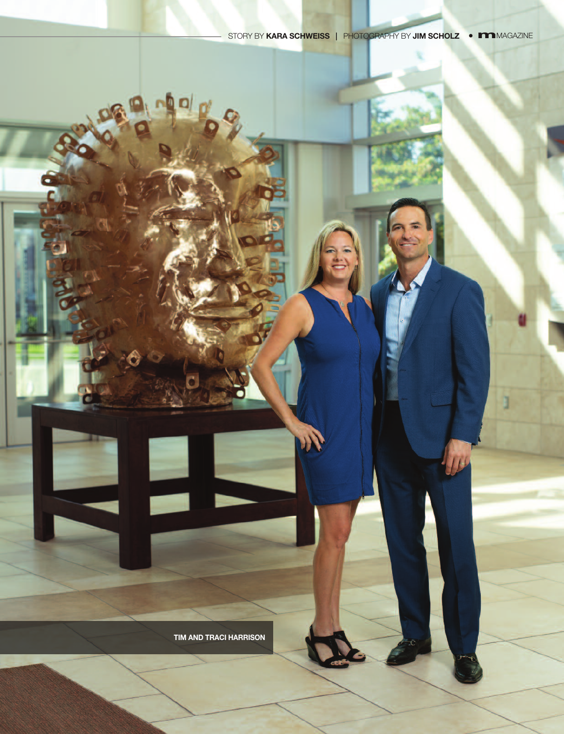STORY BY **KARA SCHWEISS** | PHOTOGRAPHY BY **JIM SCHOLZ** • m MAGAZINE

**TIM AND TRACI HARRISON**